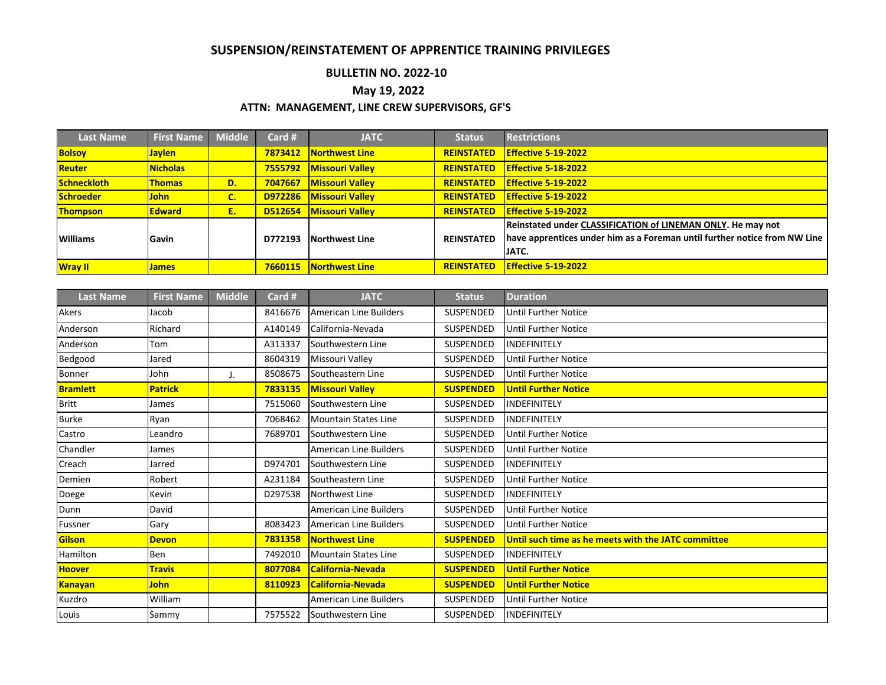# SUSPENSION/REINSTATEMENT OF APPRENTICE TRAINING PRIVILEGES

**BULLETIN NO. 2022-10**

**May 19, 2022**

**ATTN: MANAGEMENT, LINE CREW SUPERVISORS, GF'S**

| Last Name | First Name | Middle | Card # | JATC | Status | Restrictions |
|---|---|---|---|---|---|---|
| **Bolsoy** | **Jaylen** | | **7873412** | **Northwest Line** | **REINSTATED** | **Effective 5-19-2022** |
| **Reuter** | **Nicholas** | | **7555792** | **Missouri Valley** | **REINSTATED** | **Effective 5-18-2022** |
| **Schneckloth** | **Thomas** | **D.** | **7047667** | **Missouri Valley** | **REINSTATED** | **Effective 5-19-2022** |
| **Schroeder** | **John** | **C.** | **D972286** | **Missouri Valley** | **REINSTATED** | **Effective 5-19-2022** |
| **Thompson** | **Edward** | **E.** | **D512654** | **Missouri Valley** | **REINSTATED** | **Effective 5-19-2022** |
| **Williams** | **Gavin** | | **D772193** | **Northwest Line** | **REINSTATED** | **Reinstated under CLASSIFICATION of LINEMAN ONLY. He may not have apprentices under him as a Foreman until further notice from NW Line JATC.** |
| **Wray II** | **James** | | **7660115** | **Northwest Line** | **REINSTATED** | **Effective 5-19-2022** |

| Last Name | First Name | Middle | Card # | JATC | Status | Duration |
|---|---|---|---|---|---|---|
| Akers | Jacob | | 8416676 | American Line Builders | SUSPENDED | Until Further Notice |
| Anderson | Richard | | A140149 | California-Nevada | SUSPENDED | Until Further Notice |
| Anderson | Tom | | A313337 | Southwestern Line | SUSPENDED | INDEFINITELY |
| Bedgood | Jared | | 8604319 | Missouri Valley | SUSPENDED | Until Further Notice |
| Bonner | John | J. | 8508675 | Southeastern Line | SUSPENDED | Until Further Notice |
| **Bramlett** | **Patrick** | | **7833135** | **Missouri Valley** | **SUSPENDED** | **Until Further Notice** |
| Britt | James | | 7515060 | Southwestern Line | SUSPENDED | INDEFINITELY |
| Burke | Ryan | | 7068462 | Mountain States Line | SUSPENDED | INDEFINITELY |
| Castro | Leandro | | 7689701 | Southwestern Line | SUSPENDED | Until Further Notice |
| Chandler | James | | | American Line Builders | SUSPENDED | Until Further Notice |
| Creach | Jarred | | D974701 | Southwestern Line | SUSPENDED | INDEFINITELY |
| Demien | Robert | | A231184 | Southeastern Line | SUSPENDED | Until Further Notice |
| Doege | Kevin | | D297538 | Northwest Line | SUSPENDED | INDEFINITELY |
| Dunn | David | | | American Line Builders | SUSPENDED | Until Further Notice |
| Fussner | Gary | | 8083423 | American Line Builders | SUSPENDED | Until Further Notice |
| **Gilson** | **Devon** | | **7831358** | **Northwest Line** | **SUSPENDED** | **Until such time as he meets with the JATC committee** |
| Hamilton | Ben | | 7492010 | Mountain States Line | SUSPENDED | INDEFINITELY |
| **Hoover** | **Travis** | | **8077084** | **California-Nevada** | **SUSPENDED** | **Until Further Notice** |
| **Kanayan** | **John** | | **8110923** | **California-Nevada** | **SUSPENDED** | **Until Further Notice** |
| Kuzdro | William | | | American Line Builders | SUSPENDED | Until Further Notice |
| Louis | Sammy | | 7575522 | Southwestern Line | SUSPENDED | INDEFINITELY |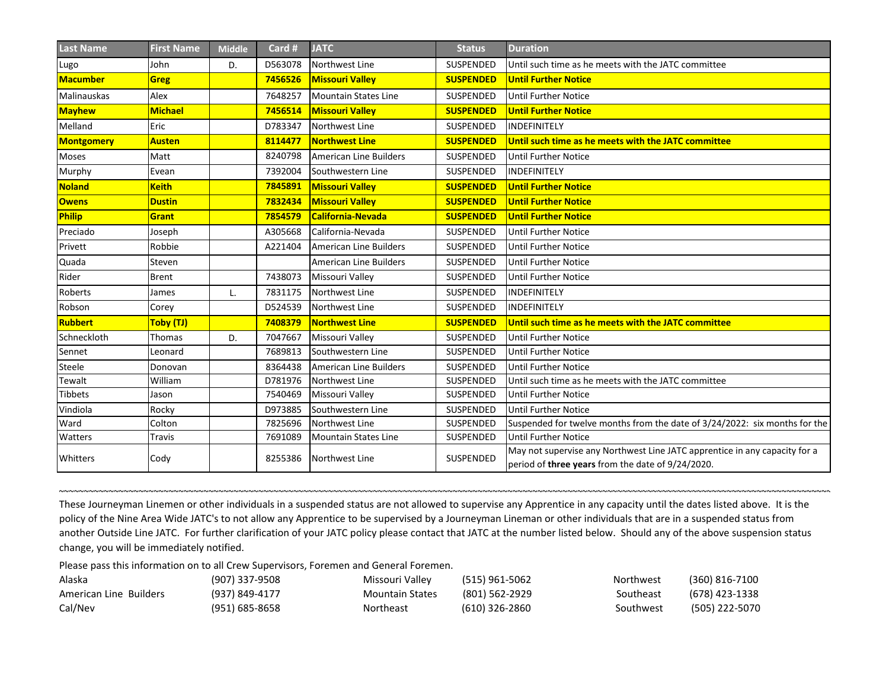| Last Name | First Name | Middle | Card # | JATC | Status | Duration |
|---|---|---|---|---|---|---|
| Lugo | John | D. | D563078 | Northwest Line | SUSPENDED | Until such time as he meets with the JATC committee |
| **Macumber** | **Greg** | | **7456526** | **Missouri Valley** | **SUSPENDED** | **Until Further Notice** |
| Malinauskas | Alex | | 7648257 | Mountain States Line | SUSPENDED | Until Further Notice |
| **Mayhew** | **Michael** | | **7456514** | **Missouri Valley** | **SUSPENDED** | **Until Further Notice** |
| Melland | Eric | | D783347 | Northwest Line | SUSPENDED | INDEFINITELY |
| **Montgomery** | **Austen** | | **8114477** | **Northwest Line** | **SUSPENDED** | **Until such time as he meets with the JATC committee** |
| Moses | Matt | | 8240798 | American Line Builders | SUSPENDED | Until Further Notice |
| Murphy | Evean | | 7392004 | Southwestern Line | SUSPENDED | INDEFINITELY |
| **Noland** | **Keith** | | **7845891** | **Missouri Valley** | **SUSPENDED** | **Until Further Notice** |
| **Owens** | **Dustin** | | **7832434** | **Missouri Valley** | **SUSPENDED** | **Until Further Notice** |
| **Philip** | **Grant** | | **7854579** | **California-Nevada** | **SUSPENDED** | **Until Further Notice** |
| Preciado | Joseph | | A305668 | California-Nevada | SUSPENDED | Until Further Notice |
| Privett | Robbie | | A221404 | American Line Builders | SUSPENDED | Until Further Notice |
| Quada | Steven | | | American Line Builders | SUSPENDED | Until Further Notice |
| Rider | Brent | | 7438073 | Missouri Valley | SUSPENDED | Until Further Notice |
| Roberts | James | L. | 7831175 | Northwest Line | SUSPENDED | INDEFINITELY |
| Robson | Corey | | D524539 | Northwest Line | SUSPENDED | INDEFINITELY |
| **Rubbert** | **Toby (TJ)** | | **7408379** | **Northwest Line** | **SUSPENDED** | **Until such time as he meets with the JATC committee** |
| Schneckloth | Thomas | D. | 7047667 | Missouri Valley | SUSPENDED | Until Further Notice |
| Sennet | Leonard | | 7689813 | Southwestern Line | SUSPENDED | Until Further Notice |
| Steele | Donovan | | 8364438 | American Line Builders | SUSPENDED | Until Further Notice |
| Tewalt | William | | D781976 | Northwest Line | SUSPENDED | Until such time as he meets with the JATC committee |
| Tibbets | Jason | | 7540469 | Missouri Valley | SUSPENDED | Until Further Notice |
| Vindiola | Rocky | | D973885 | Southwestern Line | SUSPENDED | Until Further Notice |
| Ward | Colton | | 7825696 | Northwest Line | SUSPENDED | Suspended for twelve months from the date of 3/24/2022: six months for the |
| Watters | Travis | | 7691089 | Mountain States Line | SUSPENDED | Until Further Notice |
| Whitters | Cody | | 8255386 | Northwest Line | SUSPENDED | May not supervise any Northwest Line JATC apprentice in any capacity for a period of **three years** from the date of 9/24/2020. |

~~~~~~~~~~~~~~~~~~~~~~~~~~~~~~~~~~~~~~~~~~~~~~~~~~~~~~~~~~~~~~~~~~~~~~~~~~~~~~~~~~~~~~~~~~~~~~~~~~~~~~~~~~~~~~~~~~~~~~~~~~~~~~~~~~~~

These Journeyman Linemen or other individuals in a suspended status are not allowed to supervise any Apprentice in any capacity until the dates listed above. It is the policy of the Nine Area Wide JATC's to not allow any Apprentice to be supervised by a Journeyman Lineman or other individuals that are in a suspended status from another Outside Line JATC. For further clarification of your JATC policy please contact that JATC at the number listed below. Should any of the above suspension status change, you will be immediately notified.

Please pass this information on to all Crew Supervisors, Foremen and General Foremen.

| | | | | | |
|---|---|---|---|---|---|
| Alaska | (907) 337-9508 | Missouri Valley | (515) 961-5062 | Northwest | (360) 816-7100 |
| American Line Builders | (937) 849-4177 | Mountain States | (801) 562-2929 | Southeast | (678) 423-1338 |
| Cal/Nev | (951) 685-8658 | Northeast | (610) 326-2860 | Southwest | (505) 222-5070 |